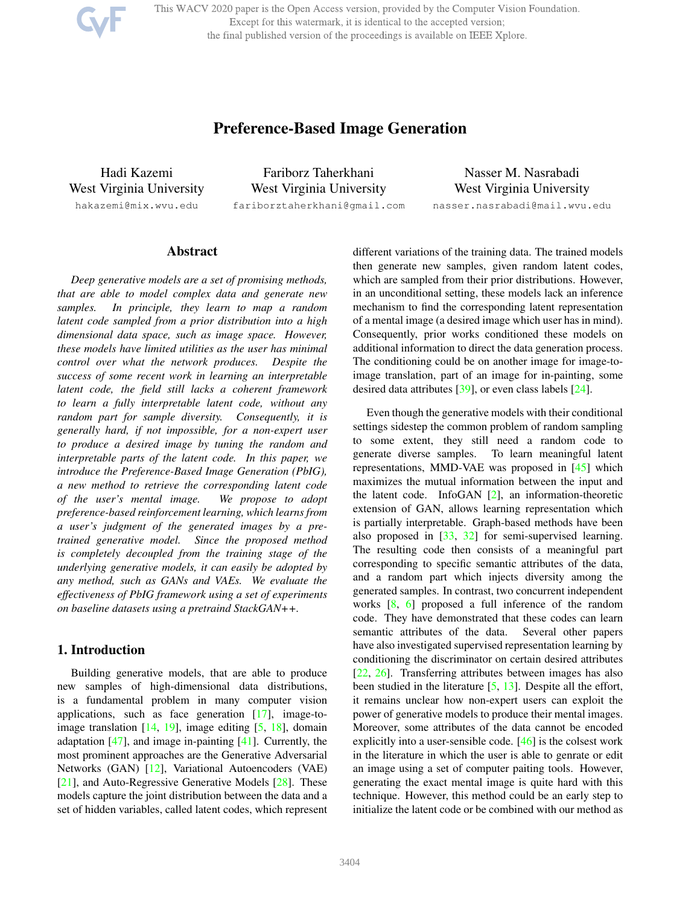# Preference-Based Image Generation

Hadi Kazemi
West Virginia University
hakazemi@mix.wvu.edu

Fariborz Taherkhani
West Virginia University
fariborztaherkhani@gmail.com

Nasser M. Nasrabadi
West Virginia University
nasser.nasrabadi@mail.wvu.edu

## Abstract

*Deep generative models are a set of promising methods, that are able to model complex data and generate new samples. In principle, they learn to map a random latent code sampled from a prior distribution into a high dimensional data space, such as image space. However, these models have limited utilities as the user has minimal control over what the network produces. Despite the success of some recent work in learning an interpretable latent code, the field still lacks a coherent framework to learn a fully interpretable latent code, without any random part for sample diversity. Consequently, it is generally hard, if not impossible, for a non-expert user to produce a desired image by tuning the random and interpretable parts of the latent code. In this paper, we introduce the Preference-Based Image Generation (PbIG), a new method to retrieve the corresponding latent code of the user's mental image. We propose to adopt preference-based reinforcement learning, which learns from a user's judgment of the generated images by a pre-trained generative model. Since the proposed method is completely decoupled from the training stage of the underlying generative models, it can easily be adopted by any method, such as GANs and VAEs. We evaluate the effectiveness of PbIG framework using a set of experiments on baseline datasets using a pretraind StackGAN++.*

## 1. Introduction

Building generative models, that are able to produce new samples of high-dimensional data distributions, is a fundamental problem in many computer vision applications, such as face generation [17], image-to-image translation [14, 19], image editing [5, 18], domain adaptation [47], and image in-painting [41]. Currently, the most prominent approaches are the Generative Adversarial Networks (GAN) [12], Variational Autoencoders (VAE) [21], and Auto-Regressive Generative Models [28]. These models capture the joint distribution between the data and a set of hidden variables, called latent codes, which represent different variations of the training data. The trained models then generate new samples, given random latent codes, which are sampled from their prior distributions. However, in an unconditional setting, these models lack an inference mechanism to find the corresponding latent representation of a mental image (a desired image which user has in mind). Consequently, prior works conditioned these models on additional information to direct the data generation process. The conditioning could be on another image for image-to-image translation, part of an image for in-painting, some desired data attributes [39], or even class labels [24].

Even though the generative models with their conditional settings sidestep the common problem of random sampling to some extent, they still need a random code to generate diverse samples. To learn meaningful latent representations, MMD-VAE was proposed in [45] which maximizes the mutual information between the input and the latent code. InfoGAN [2], an information-theoretic extension of GAN, allows learning representation which is partially interpretable. Graph-based methods have been also proposed in [33, 32] for semi-supervised learning. The resulting code then consists of a meaningful part corresponding to specific semantic attributes of the data, and a random part which injects diversity among the generated samples. In contrast, two concurrent independent works [8, 6] proposed a full inference of the random code. They have demonstrated that these codes can learn semantic attributes of the data. Several other papers have also investigated supervised representation learning by conditioning the discriminator on certain desired attributes [22, 26]. Transferring attributes between images has also been studied in the literature [5, 13]. Despite all the effort, it remains unclear how non-expert users can exploit the power of generative models to produce their mental images. Moreover, some attributes of the data cannot be encoded explicitly into a user-sensible code. [46] is the colsest work in the literature in which the user is able to genrate or edit an image using a set of computer paiting tools. However, generating the exact mental image is quite hard with this technique. However, this method could be an early step to initialize the latent code or be combined with our method as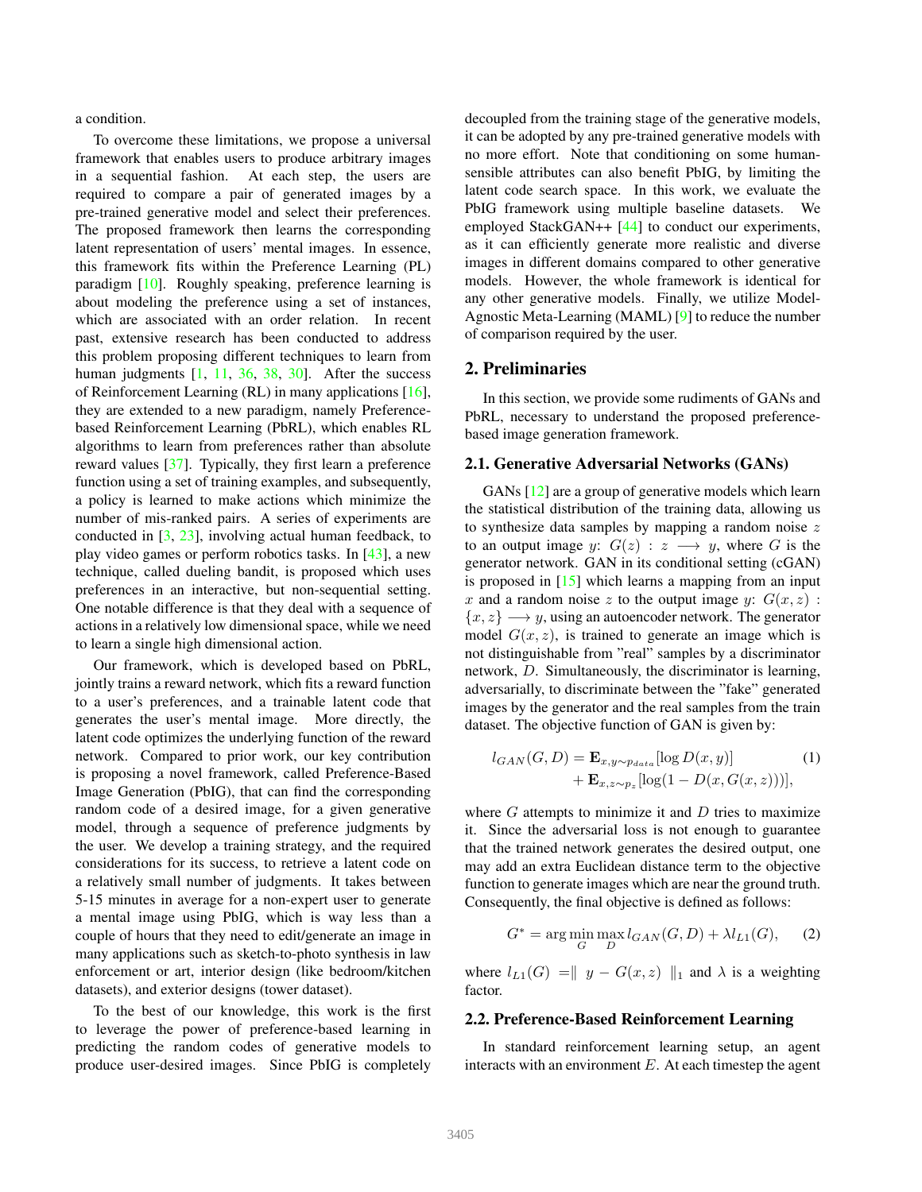a condition.

To overcome these limitations, we propose a universal framework that enables users to produce arbitrary images in a sequential fashion. At each step, the users are required to compare a pair of generated images by a pre-trained generative model and select their preferences. The proposed framework then learns the corresponding latent representation of users' mental images. In essence, this framework fits within the Preference Learning (PL) paradigm [10]. Roughly speaking, preference learning is about modeling the preference using a set of instances, which are associated with an order relation. In recent past, extensive research has been conducted to address this problem proposing different techniques to learn from human judgments [1, 11, 36, 38, 30]. After the success of Reinforcement Learning (RL) in many applications [16], they are extended to a new paradigm, namely Preference-based Reinforcement Learning (PbRL), which enables RL algorithms to learn from preferences rather than absolute reward values [37]. Typically, they first learn a preference function using a set of training examples, and subsequently, a policy is learned to make actions which minimize the number of mis-ranked pairs. A series of experiments are conducted in [3, 23], involving actual human feedback, to play video games or perform robotics tasks. In [43], a new technique, called dueling bandit, is proposed which uses preferences in an interactive, but non-sequential setting. One notable difference is that they deal with a sequence of actions in a relatively low dimensional space, while we need to learn a single high dimensional action.

Our framework, which is developed based on PbRL, jointly trains a reward network, which fits a reward function to a user's preferences, and a trainable latent code that generates the user's mental image. More directly, the latent code optimizes the underlying function of the reward network. Compared to prior work, our key contribution is proposing a novel framework, called Preference-Based Image Generation (PbIG), that can find the corresponding random code of a desired image, for a given generative model, through a sequence of preference judgments by the user. We develop a training strategy, and the required considerations for its success, to retrieve a latent code on a relatively small number of judgments. It takes between 5-15 minutes in average for a non-expert user to generate a mental image using PbIG, which is way less than a couple of hours that they need to edit/generate an image in many applications such as sketch-to-photo synthesis in law enforcement or art, interior design (like bedroom/kitchen datasets), and exterior designs (tower dataset).

To the best of our knowledge, this work is the first to leverage the power of preference-based learning in predicting the random codes of generative models to produce user-desired images. Since PbIG is completely decoupled from the training stage of the generative models, it can be adopted by any pre-trained generative models with no more effort. Note that conditioning on some human-sensible attributes can also benefit PbIG, by limiting the latent code search space. In this work, we evaluate the PbIG framework using multiple baseline datasets. We employed StackGAN++ [44] to conduct our experiments, as it can efficiently generate more realistic and diverse images in different domains compared to other generative models. However, the whole framework is identical for any other generative models. Finally, we utilize Model-Agnostic Meta-Learning (MAML) [9] to reduce the number of comparison required by the user.

## 2. Preliminaries

In this section, we provide some rudiments of GANs and PbRL, necessary to understand the proposed preference-based image generation framework.

### 2.1. Generative Adversarial Networks (GANs)

GANs [12] are a group of generative models which learn the statistical distribution of the training data, allowing us to synthesize data samples by mapping a random noise $z$ to an output image $y$: $G(z) : z \longrightarrow y$, where $G$ is the generator network. GAN in its conditional setting (cGAN) is proposed in [15] which learns a mapping from an input $x$ and a random noise $z$ to the output image $y$: $G(x, z) : \{x, z\} \longrightarrow y$, using an autoencoder network. The generator model $G(x, z)$, is trained to generate an image which is not distinguishable from "real" samples by a discriminator network, $D$. Simultaneously, the discriminator is learning, adversarially, to discriminate between the "fake" generated images by the generator and the real samples from the train dataset. The objective function of GAN is given by:

$$
\begin{aligned}
l_{GAN}(G, D) = \; & \mathbf{E}_{x,y \sim p_{data}}[\log D(x, y)] \\
& + \mathbf{E}_{x,z \sim p_z}[\log(1 - D(x, G(x, z)))],
\end{aligned}
\tag{1}
$$

where $G$ attempts to minimize it and $D$ tries to maximize it. Since the adversarial loss is not enough to guarantee that the trained network generates the desired output, one may add an extra Euclidean distance term to the objective function to generate images which are near the ground truth. Consequently, the final objective is defined as follows:

$$
G^* = \arg\min_G \max_D l_{GAN}(G, D) + \lambda l_{L1}(G), \tag{2}
$$

where $l_{L1}(G) = \| \; y - G(x, z) \; \|_1$ and $\lambda$ is a weighting factor.

### 2.2. Preference-Based Reinforcement Learning

In standard reinforcement learning setup, an agent interacts with an environment $E$. At each timestep the agent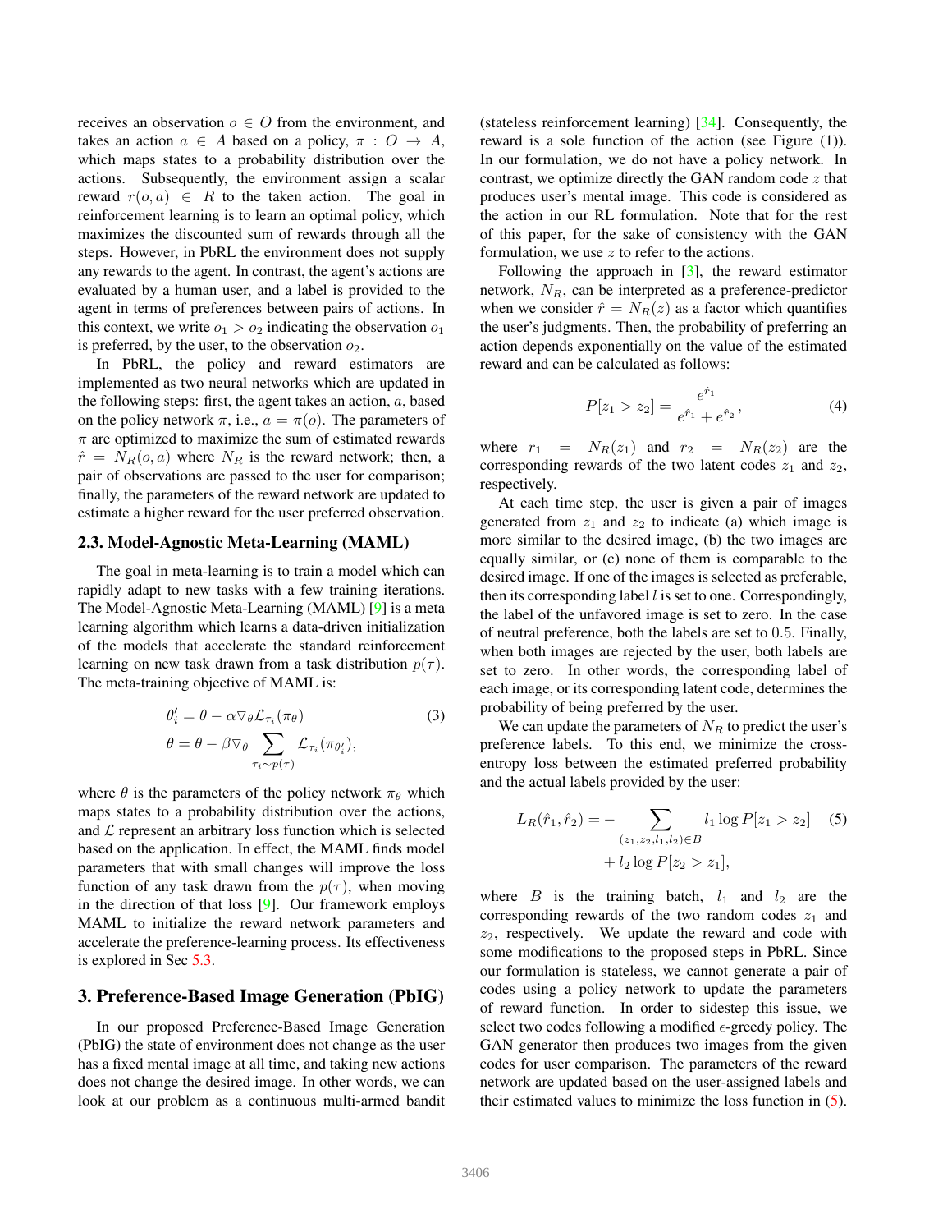receives an observation $o \in O$ from the environment, and takes an action $a \in A$ based on a policy, $\pi : O \rightarrow A$, which maps states to a probability distribution over the actions. Subsequently, the environment assign a scalar reward $r(o, a) \in R$ to the taken action. The goal in reinforcement learning is to learn an optimal policy, which maximizes the discounted sum of rewards through all the steps. However, in PbRL the environment does not supply any rewards to the agent. In contrast, the agent's actions are evaluated by a human user, and a label is provided to the agent in terms of preferences between pairs of actions. In this context, we write $o_1 > o_2$ indicating the observation $o_1$ is preferred, by the user, to the observation $o_2$.

In PbRL, the policy and reward estimators are implemented as two neural networks which are updated in the following steps: first, the agent takes an action, $a$, based on the policy network $\pi$, i.e., $a = \pi(o)$. The parameters of $\pi$ are optimized to maximize the sum of estimated rewards $\hat{r} = N_R(o, a)$ where $N_R$ is the reward network; then, a pair of observations are passed to the user for comparison; finally, the parameters of the reward network are updated to estimate a higher reward for the user preferred observation.

## 2.3. Model-Agnostic Meta-Learning (MAML)

The goal in meta-learning is to train a model which can rapidly adapt to new tasks with a few training iterations. The Model-Agnostic Meta-Learning (MAML) [9] is a meta learning algorithm which learns a data-driven initialization of the models that accelerate the standard reinforcement learning on new task drawn from a task distribution $p(\tau)$. The meta-training objective of MAML is:

$$\begin{aligned} \theta_i' &= \theta - \alpha \nabla_\theta \mathcal{L}_{\tau_i}(\pi_\theta) \\ \theta &= \theta - \beta \nabla_\theta \sum_{\tau_i \sim p(\tau)} \mathcal{L}_{\tau_i}(\pi_{\theta_i'}), \end{aligned} \tag{3}$$

where $\theta$ is the parameters of the policy network $\pi_\theta$ which maps states to a probability distribution over the actions, and $\mathcal{L}$ represent an arbitrary loss function which is selected based on the application. In effect, the MAML finds model parameters that with small changes will improve the loss function of any task drawn from the $p(\tau)$, when moving in the direction of that loss [9]. Our framework employs MAML to initialize the reward network parameters and accelerate the preference-learning process. Its effectiveness is explored in Sec 5.3.

# 3. Preference-Based Image Generation (PbIG)

In our proposed Preference-Based Image Generation (PbIG) the state of environment does not change as the user has a fixed mental image at all time, and taking new actions does not change the desired image. In other words, we can look at our problem as a continuous multi-armed bandit (stateless reinforcement learning) [34]. Consequently, the reward is a sole function of the action (see Figure (1)). In our formulation, we do not have a policy network. In contrast, we optimize directly the GAN random code $z$ that produces user's mental image. This code is considered as the action in our RL formulation. Note that for the rest of this paper, for the sake of consistency with the GAN formulation, we use $z$ to refer to the actions.

Following the approach in [3], the reward estimator network, $N_R$, can be interpreted as a preference-predictor when we consider $\hat{r} = N_R(z)$ as a factor which quantifies the user's judgments. Then, the probability of preferring an action depends exponentially on the value of the estimated reward and can be calculated as follows:

$$P[z_1 > z_2] = \frac{e^{\hat{r}_1}}{e^{\hat{r}_1} + e^{\hat{r}_2}}, \tag{4}$$

where $r_1 = N_R(z_1)$ and $r_2 = N_R(z_2)$ are the corresponding rewards of the two latent codes $z_1$ and $z_2$, respectively.

At each time step, the user is given a pair of images generated from $z_1$ and $z_2$ to indicate (a) which image is more similar to the desired image, (b) the two images are equally similar, or (c) none of them is comparable to the desired image. If one of the images is selected as preferable, then its corresponding label $l$ is set to one. Correspondingly, the label of the unfavored image is set to zero. In the case of neutral preference, both the labels are set to $0.5$. Finally, when both images are rejected by the user, both labels are set to zero. In other words, the corresponding label of each image, or its corresponding latent code, determines the probability of being preferred by the user.

We can update the parameters of $N_R$ to predict the user's preference labels. To this end, we minimize the cross-entropy loss between the estimated preferred probability and the actual labels provided by the user:

$$\begin{aligned} L_R(\hat{r}_1, \hat{r}_2) = &- \sum_{(z_1, z_2, l_1, l_2) \in B} l_1 \log P[z_1 > z_2] \\ &+ l_2 \log P[z_2 > z_1], \end{aligned} \tag{5}$$

where $B$ is the training batch, $l_1$ and $l_2$ are the corresponding rewards of the two random codes $z_1$ and $z_2$, respectively. We update the reward and code with some modifications to the proposed steps in PbRL. Since our formulation is stateless, we cannot generate a pair of codes using a policy network to update the parameters of reward function. In order to sidestep this issue, we select two codes following a modified $\epsilon$-greedy policy. The GAN generator then produces two images from the given codes for user comparison. The parameters of the reward network are updated based on the user-assigned labels and their estimated values to minimize the loss function in (5).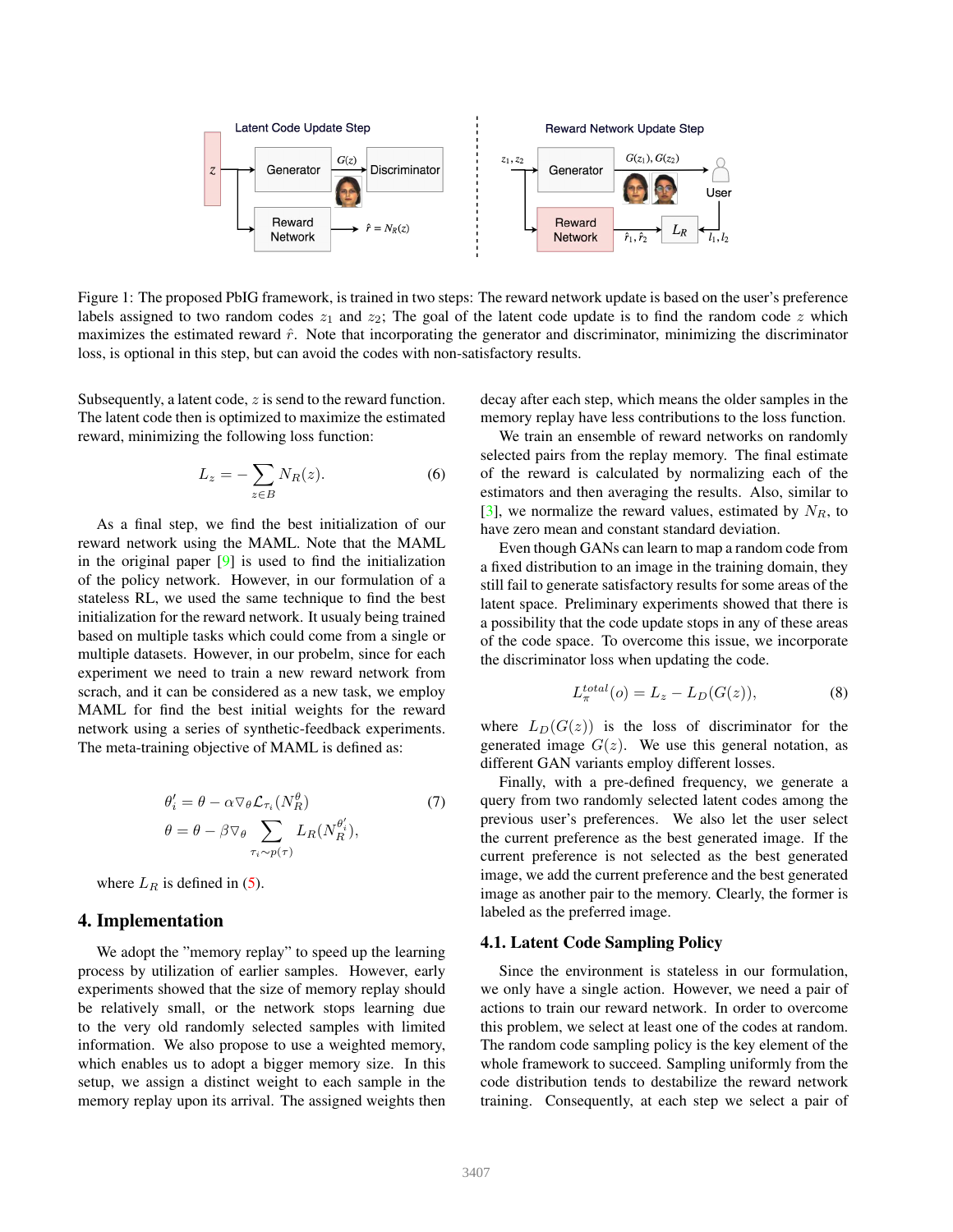Figure 1: The proposed PbIG framework, is trained in two steps: The reward network update is based on the user's preference labels assigned to two random codes $z_1$ and $z_2$; The goal of the latent code update is to find the random code $z$ which maximizes the estimated reward $\hat{r}$. Note that incorporating the generator and discriminator, minimizing the discriminator loss, is optional in this step, but can avoid the codes with non-satisfactory results.

Subsequently, a latent code, $z$ is send to the reward function. The latent code then is optimized to maximize the estimated reward, minimizing the following loss function:

$$L_z = -\sum_{z \in B} N_R(z). \tag{6}$$

As a final step, we find the best initialization of our reward network using the MAML. Note that the MAML in the original paper [9] is used to find the initialization of the policy network. However, in our formulation of a stateless RL, we used the same technique to find the best initialization for the reward network. It usualy being trained based on multiple tasks which could come from a single or multiple datasets. However, in our probelm, since for each experiment we need to train a new reward network from scrach, and it can be considered as a new task, we employ MAML for find the best initial weights for the reward network using a series of synthetic-feedback experiments. The meta-training objective of MAML is defined as:

$$\begin{aligned} \theta_i' &= \theta - \alpha \nabla_\theta \mathcal{L}_{\tau_i}(N_R^\theta) \\ \theta &= \theta - \beta \nabla_\theta \sum_{\tau_i \sim p(\tau)} L_R(N_R^{\theta_i'}), \end{aligned} \tag{7}$$

where $L_R$ is defined in (5).

## 4. Implementation

We adopt the "memory replay" to speed up the learning process by utilization of earlier samples. However, early experiments showed that the size of memory replay should be relatively small, or the network stops learning due to the very old randomly selected samples with limited information. We also propose to use a weighted memory, which enables us to adopt a bigger memory size. In this setup, we assign a distinct weight to each sample in the memory replay upon its arrival. The assigned weights then decay after each step, which means the older samples in the memory replay have less contributions to the loss function.

We train an ensemble of reward networks on randomly selected pairs from the replay memory. The final estimate of the reward is calculated by normalizing each of the estimators and then averaging the results. Also, similar to [3], we normalize the reward values, estimated by $N_R$, to have zero mean and constant standard deviation.

Even though GANs can learn to map a random code from a fixed distribution to an image in the training domain, they still fail to generate satisfactory results for some areas of the latent space. Preliminary experiments showed that there is a possibility that the code update stops in any of these areas of the code space. To overcome this issue, we incorporate the discriminator loss when updating the code.

$$L_\pi^{total}(o) = L_z - L_D(G(z)), \tag{8}$$

where $L_D(G(z))$ is the loss of discriminator for the generated image $G(z)$. We use this general notation, as different GAN variants employ different losses.

Finally, with a pre-defined frequency, we generate a query from two randomly selected latent codes among the previous user's preferences. We also let the user select the current preference as the best generated image. If the current preference is not selected as the best generated image, we add the current preference and the best generated image as another pair to the memory. Clearly, the former is labeled as the preferred image.

### 4.1. Latent Code Sampling Policy

Since the environment is stateless in our formulation, we only have a single action. However, we need a pair of actions to train our reward network. In order to overcome this problem, we select at least one of the codes at random. The random code sampling policy is the key element of the whole framework to succeed. Sampling uniformly from the code distribution tends to destabilize the reward network training. Consequently, at each step we select a pair of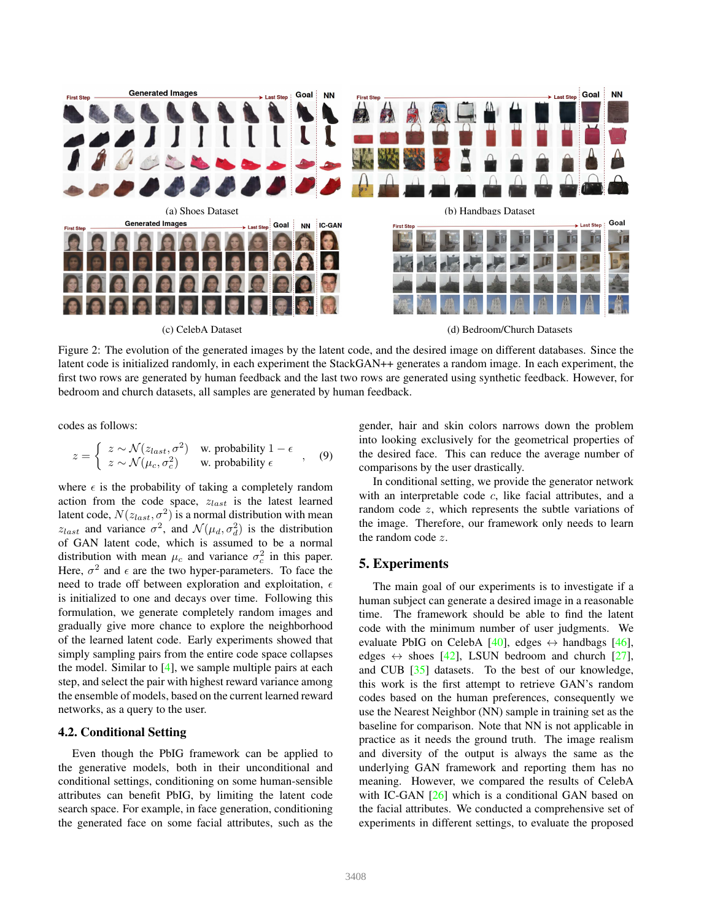(a) Shoes Dataset

(b) Handbags Dataset

(c) CelebA Dataset

(d) Bedroom/Church Datasets

Figure 2: The evolution of the generated images by the latent code, and the desired image on different databases. Since the latent code is initialized randomly, in each experiment the StackGAN++ generates a random image. In each experiment, the first two rows are generated by human feedback and the last two rows are generated using synthetic feedback. However, for bedroom and church datasets, all samples are generated by human feedback.

codes as follows:

$$z = \begin{cases} z \sim \mathcal{N}(z_{last}, \sigma^2) & \text{w. probability } 1-\epsilon \\ z \sim \mathcal{N}(\mu_c, \sigma_c^2) & \text{w. probability } \epsilon \end{cases}, \quad (9)$$

where $\epsilon$ is the probability of taking a completely random action from the code space, $z_{last}$ is the latest learned latent code, $N(z_{last}, \sigma^2)$ is a normal distribution with mean $z_{last}$ and variance $\sigma^2$, and $\mathcal{N}(\mu_d, \sigma_d^2)$ is the distribution of GAN latent code, which is assumed to be a normal distribution with mean $\mu_c$ and variance $\sigma_c^2$ in this paper. Here, $\sigma^2$ and $\epsilon$ are the two hyper-parameters. To face the need to trade off between exploration and exploitation, $\epsilon$ is initialized to one and decays over time. Following this formulation, we generate completely random images and gradually give more chance to explore the neighborhood of the learned latent code. Early experiments showed that simply sampling pairs from the entire code space collapses the model. Similar to [4], we sample multiple pairs at each step, and select the pair with highest reward variance among the ensemble of models, based on the current learned reward networks, as a query to the user.

### 4.2. Conditional Setting

Even though the PbIG framework can be applied to the generative models, both in their unconditional and conditional settings, conditioning on some human-sensible attributes can benefit PbIG, by limiting the latent code search space. For example, in face generation, conditioning the generated face on some facial attributes, such as the gender, hair and skin colors narrows down the problem into looking exclusively for the geometrical properties of the desired face. This can reduce the average number of comparisons by the user drastically.

In conditional setting, we provide the generator network with an interpretable code $c$, like facial attributes, and a random code $z$, which represents the subtle variations of the image. Therefore, our framework only needs to learn the random code $z$.

## 5. Experiments

The main goal of our experiments is to investigate if a human subject can generate a desired image in a reasonable time. The framework should be able to find the latent code with the minimum number of user judgments. We evaluate PbIG on CelebA [40], edges $\leftrightarrow$ handbags [46], edges $\leftrightarrow$ shoes [42], LSUN bedroom and church [27], and CUB [35] datasets. To the best of our knowledge, this work is the first attempt to retrieve GAN's random codes based on the human preferences, consequently we use the Nearest Neighbor (NN) sample in training set as the baseline for comparison. Note that NN is not applicable in practice as it needs the ground truth. The image realism and diversity of the output is always the same as the underlying GAN framework and reporting them has no meaning. However, we compared the results of CelebA with IC-GAN [26] which is a conditional GAN based on the facial attributes. We conducted a comprehensive set of experiments in different settings, to evaluate the proposed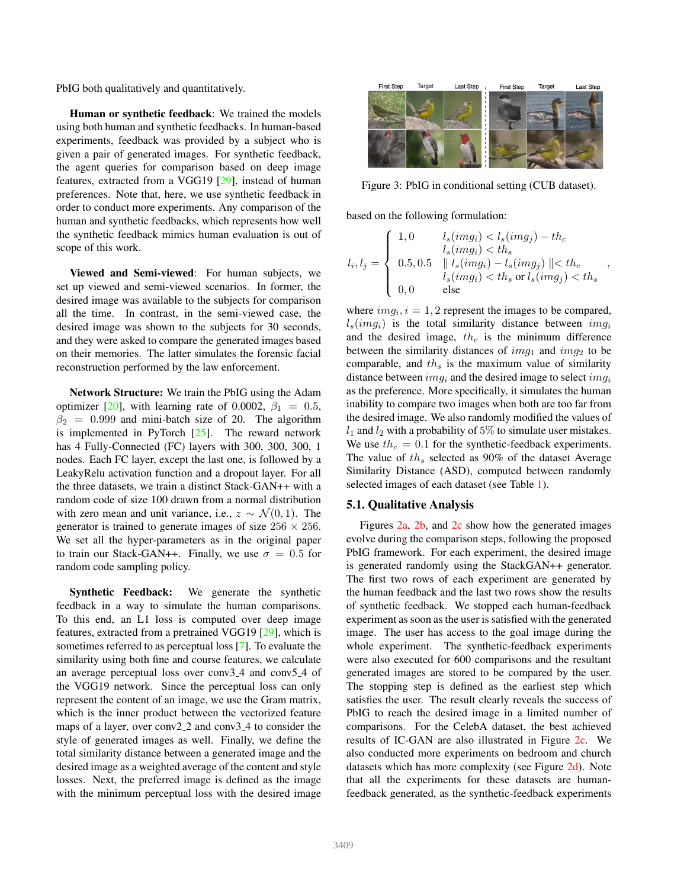PbIG both qualitatively and quantitatively.

**Human or synthetic feedback**: We trained the models using both human and synthetic feedbacks. In human-based experiments, feedback was provided by a subject who is given a pair of generated images. For synthetic feedback, the agent queries for comparison based on deep image features, extracted from a VGG19 [29], instead of human preferences. Note that, here, we use synthetic feedback in order to conduct more experiments. Any comparison of the human and synthetic feedbacks, which represents how well the synthetic feedback mimics human evaluation is out of scope of this work.

**Viewed and Semi-viewed**: For human subjects, we set up viewed and semi-viewed scenarios. In former, the desired image was available to the subjects for comparison all the time. In contrast, in the semi-viewed case, the desired image was shown to the subjects for 30 seconds, and they were asked to compare the generated images based on their memories. The latter simulates the forensic facial reconstruction performed by the law enforcement.

**Network Structure:** We train the PbIG using the Adam optimizer [20], with learning rate of 0.0002, $\beta_1 = 0.5$, $\beta_2 = 0.999$ and mini-batch size of 20. The algorithm is implemented in PyTorch [25]. The reward network has 4 Fully-Connected (FC) layers with 300, 300, 300, 1 nodes. Each FC layer, except the last one, is followed by a LeakyRelu activation function and a dropout layer. For all the three datasets, we train a distinct Stack-GAN++ with a random code of size 100 drawn from a normal distribution with zero mean and unit variance, i.e., $z \sim \mathcal{N}(0, 1)$. The generator is trained to generate images of size $256 \times 256$. We set all the hyper-parameters as in the original paper to train our Stack-GAN++. Finally, we use $\sigma = 0.5$ for random code sampling policy.

**Synthetic Feedback:** We generate the synthetic feedback in a way to simulate the human comparisons. To this end, an L1 loss is computed over deep image features, extracted from a pretrained VGG19 [29], which is sometimes referred to as perceptual loss [7]. To evaluate the similarity using both fine and course features, we calculate an average perceptual loss over conv3_4 and conv5_4 of the VGG19 network. Since the perceptual loss can only represent the content of an image, we use the Gram matrix, which is the inner product between the vectorized feature maps of a layer, over conv2_2 and conv3_4 to consider the style of generated images as well. Finally, we define the total similarity distance between a generated image and the desired image as a weighted average of the content and style losses. Next, the preferred image is defined as the image with the minimum perceptual loss with the desired image based on the following formulation:

Figure 3: PbIG in conditional setting (CUB dataset).

$$
l_i, l_j = \begin{cases} 1, 0 & l_s(img_i) < l_s(img_j) - th_c \\ & l_s(img_i) < th_s \\ 0.5, 0.5 & \| l_s(img_i) - l_s(img_j) \| < th_c \\ & l_s(img_i) < th_s \text{ or } l_s(img_j) < th_s \\ 0, 0 & \text{else} \end{cases},
$$

where $img_i, i = 1, 2$ represent the images to be compared, $l_s(img_i)$ is the total similarity distance between $img_i$ and the desired image, $th_c$ is the minimum difference between the similarity distances of $img_1$ and $img_2$ to be comparable, and $th_s$ is the maximum value of similarity distance between $img_i$ and the desired image to select $img_i$ as the preference. More specifically, it simulates the human inability to compare two images when both are too far from the desired image. We also randomly modified the values of $l_1$ and $l_2$ with a probability of 5% to simulate user mistakes. We use $th_c = 0.1$ for the synthetic-feedback experiments. The value of $th_s$ selected as 90% of the dataset Average Similarity Distance (ASD), computed between randomly selected images of each dataset (see Table 1).

### 5.1. Qualitative Analysis

Figures 2a, 2b, and 2c show how the generated images evolve during the comparison steps, following the proposed PbIG framework. For each experiment, the desired image is generated randomly using the StackGAN++ generator. The first two rows of each experiment are generated by the human feedback and the last two rows show the results of synthetic feedback. We stopped each human-feedback experiment as soon as the user is satisfied with the generated image. The user has access to the goal image during the whole experiment. The synthetic-feedback experiments were also executed for 600 comparisons and the resultant generated images are stored to be compared by the user. The stopping step is defined as the earliest step which satisfies the user. The result clearly reveals the success of PbIG to reach the desired image in a limited number of comparisons. For the CelebA dataset, the best achieved results of IC-GAN are also illustrated in Figure 2c. We also conducted more experiments on bedroom and church datasets which has more complexity (see Figure 2d). Note that all the experiments for these datasets are human-feedback generated, as the synthetic-feedback experiments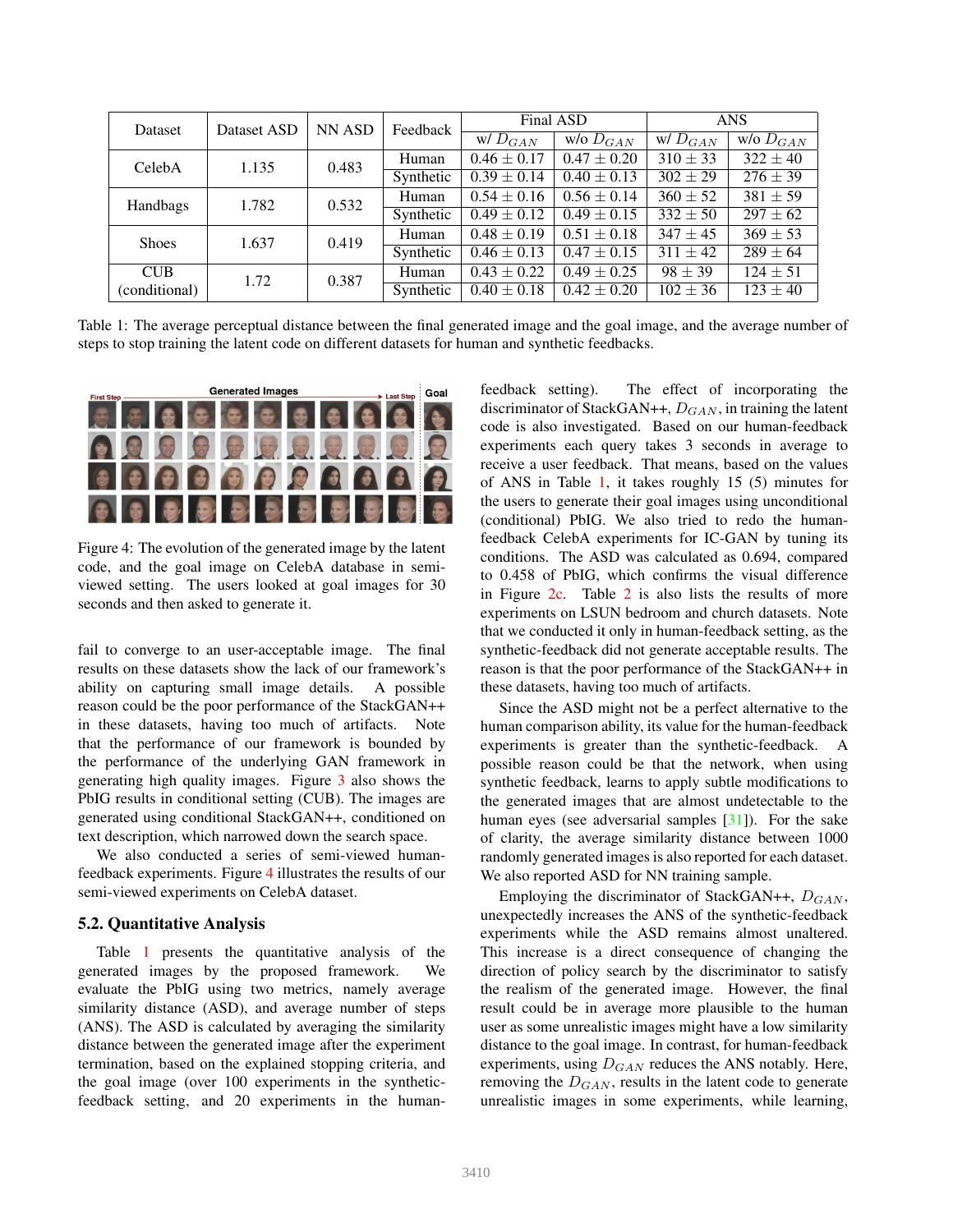| Dataset | Dataset ASD | NN ASD | Feedback | Final ASD | | ANS | |
|---|---|---|---|---|---|---|---|
| | | | | w/ $D_{GAN}$ | w/o $D_{GAN}$ | w/ $D_{GAN}$ | w/o $D_{GAN}$ |
| CelebA | 1.135 | 0.483 | Human | $0.46 \pm 0.17$ | $0.47 \pm 0.20$ | $310 \pm 33$ | $322 \pm 40$ |
| | | | Synthetic | $0.39 \pm 0.14$ | $0.40 \pm 0.13$ | $302 \pm 29$ | $276 \pm 39$ |
| Handbags | 1.782 | 0.532 | Human | $0.54 \pm 0.16$ | $0.56 \pm 0.14$ | $360 \pm 52$ | $381 \pm 59$ |
| | | | Synthetic | $0.49 \pm 0.12$ | $0.49 \pm 0.15$ | $332 \pm 50$ | $297 \pm 62$ |
| Shoes | 1.637 | 0.419 | Human | $0.48 \pm 0.19$ | $0.51 \pm 0.18$ | $347 \pm 45$ | $369 \pm 53$ |
| | | | Synthetic | $0.46 \pm 0.13$ | $0.47 \pm 0.15$ | $311 \pm 42$ | $289 \pm 64$ |
| CUB (conditional) | 1.72 | 0.387 | Human | $0.43 \pm 0.22$ | $0.49 \pm 0.25$ | $98 \pm 39$ | $124 \pm 51$ |
| | | | Synthetic | $0.40 \pm 0.18$ | $0.42 \pm 0.20$ | $102 \pm 36$ | $123 \pm 40$ |

Table 1: The average perceptual distance between the final generated image and the goal image, and the average number of steps to stop training the latent code on different datasets for human and synthetic feedbacks.

Figure 4: The evolution of the generated image by the latent code, and the goal image on CelebA database in semi-viewed setting. The users looked at goal images for 30 seconds and then asked to generate it.

fail to converge to an user-acceptable image. The final results on these datasets show the lack of our framework's ability on capturing small image details. A possible reason could be the poor performance of the StackGAN++ in these datasets, having too much of artifacts. Note that the performance of our framework is bounded by the performance of the underlying GAN framework in generating high quality images. Figure 3 also shows the PbIG results in conditional setting (CUB). The images are generated using conditional StackGAN++, conditioned on text description, which narrowed down the search space.

We also conducted a series of semi-viewed human-feedback experiments. Figure 4 illustrates the results of our semi-viewed experiments on CelebA dataset.

## 5.2. Quantitative Analysis

Table 1 presents the quantitative analysis of the generated images by the proposed framework. We evaluate the PbIG using two metrics, namely average similarity distance (ASD), and average number of steps (ANS). The ASD is calculated by averaging the similarity distance between the generated image after the experiment termination, based on the explained stopping criteria, and the goal image (over 100 experiments in the synthetic-feedback setting, and 20 experiments in the human-feedback setting). The effect of incorporating the discriminator of StackGAN++, $D_{GAN}$, in training the latent code is also investigated. Based on our human-feedback experiments each query takes 3 seconds in average to receive a user feedback. That means, based on the values of ANS in Table 1, it takes roughly 15 (5) minutes for the users to generate their goal images using unconditional (conditional) PbIG. We also tried to redo the human-feedback CelebA experiments for IC-GAN by tuning its conditions. The ASD was calculated as 0.694, compared to 0.458 of PbIG, which confirms the visual difference in Figure 2c. Table 2 is also lists the results of more experiments on LSUN bedroom and church datasets. Note that we conducted it only in human-feedback setting, as the synthetic-feedback did not generate acceptable results. The reason is that the poor performance of the StackGAN++ in these datasets, having too much of artifacts.

Since the ASD might not be a perfect alternative to the human comparison ability, its value for the human-feedback experiments is greater than the synthetic-feedback. A possible reason could be that the network, when using synthetic feedback, learns to apply subtle modifications to the generated images that are almost undetectable to the human eyes (see adversarial samples [31]). For the sake of clarity, the average similarity distance between 1000 randomly generated images is also reported for each dataset. We also reported ASD for NN training sample.

Employing the discriminator of StackGAN++, $D_{GAN}$, unexpectedly increases the ANS of the synthetic-feedback experiments while the ASD remains almost unaltered. This increase is a direct consequence of changing the direction of policy search by the discriminator to satisfy the realism of the generated image. However, the final result could be in average more plausible to the human user as some unrealistic images might have a low similarity distance to the goal image. In contrast, for human-feedback experiments, using $D_{GAN}$ reduces the ANS notably. Here, removing the $D_{GAN}$, results in the latent code to generate unrealistic images in some experiments, while learning,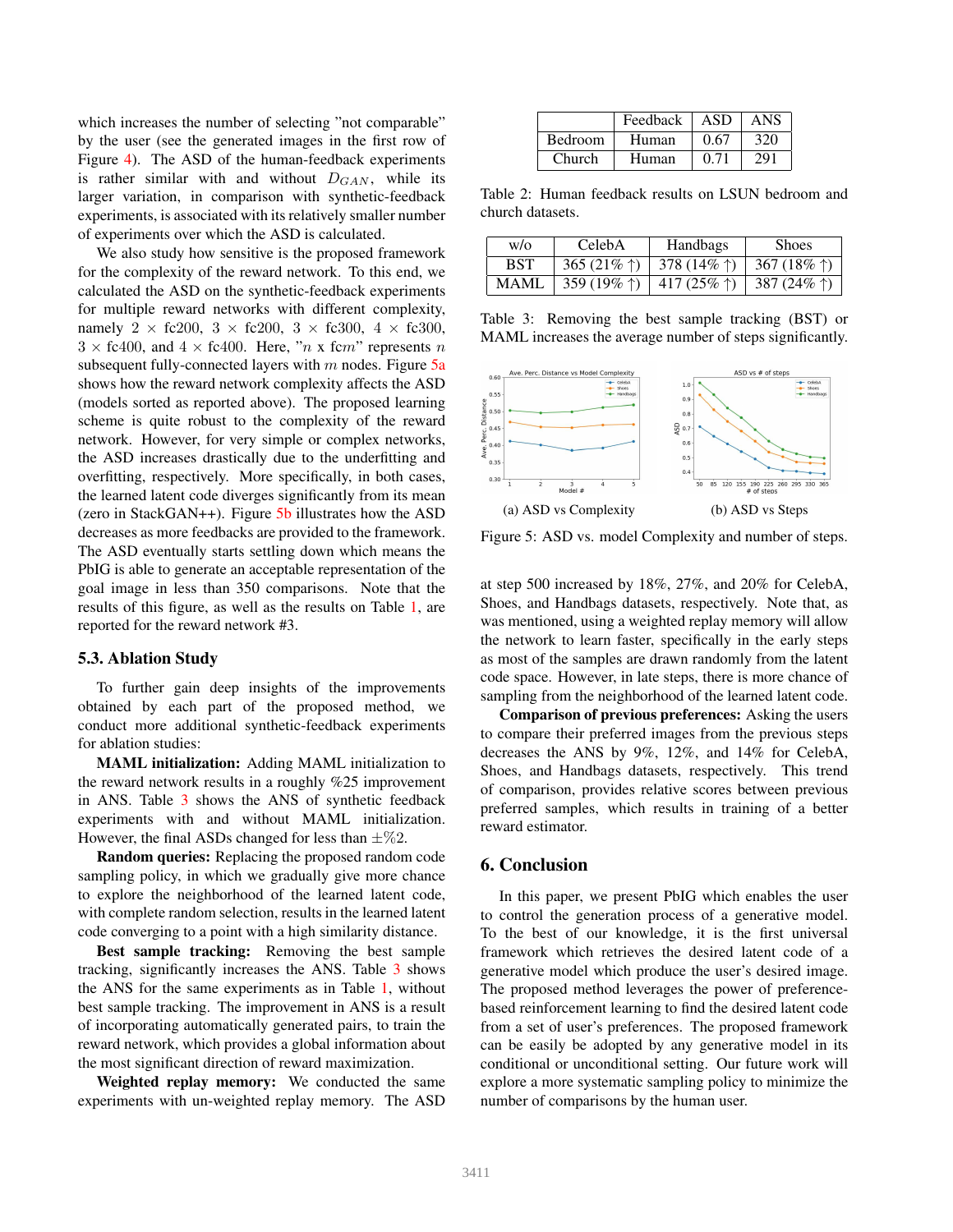which increases the number of selecting "not comparable" by the user (see the generated images in the first row of Figure 4). The ASD of the human-feedback experiments is rather similar with and without $D_{GAN}$, while its larger variation, in comparison with synthetic-feedback experiments, is associated with its relatively smaller number of experiments over which the ASD is calculated.

We also study how sensitive is the proposed framework for the complexity of the reward network. To this end, we calculated the ASD on the synthetic-feedback experiments for multiple reward networks with different complexity, namely $2 \times$ fc200, $3 \times$ fc200, $3 \times$ fc300, $4 \times$ fc300, $3 \times$ fc400, and $4 \times$ fc400. Here, "$n$ x fc$m$" represents $n$ subsequent fully-connected layers with $m$ nodes. Figure 5a shows how the reward network complexity affects the ASD (models sorted as reported above). The proposed learning scheme is quite robust to the complexity of the reward network. However, for very simple or complex networks, the ASD increases drastically due to the underfitting and overfitting, respectively. More specifically, in both cases, the learned latent code diverges significantly from its mean (zero in StackGAN++). Figure 5b illustrates how the ASD decreases as more feedbacks are provided to the framework. The ASD eventually starts settling down which means the PbIG is able to generate an acceptable representation of the goal image in less than 350 comparisons. Note that the results of this figure, as well as the results on Table 1, are reported for the reward network #3.

### 5.3. Ablation Study

To further gain deep insights of the improvements obtained by each part of the proposed method, we conduct more additional synthetic-feedback experiments for ablation studies:

**MAML initialization:** Adding MAML initialization to the reward network results in a roughly %25 improvement in ANS. Table 3 shows the ANS of synthetic feedback experiments with and without MAML initialization. However, the final ASDs changed for less than $\pm$%2.

**Random queries:** Replacing the proposed random code sampling policy, in which we gradually give more chance to explore the neighborhood of the learned latent code, with complete random selection, results in the learned latent code converging to a point with a high similarity distance.

**Best sample tracking:** Removing the best sample tracking, significantly increases the ANS. Table 3 shows the ANS for the same experiments as in Table 1, without best sample tracking. The improvement in ANS is a result of incorporating automatically generated pairs, to train the reward network, which provides a global information about the most significant direction of reward maximization.

**Weighted replay memory:** We conducted the same experiments with un-weighted replay memory. The ASD at step 500 increased by 18%, 27%, and 20% for CelebA, Shoes, and Handbags datasets, respectively. Note that, as was mentioned, using a weighted replay memory will allow the network to learn faster, specifically in the early steps as most of the samples are drawn randomly from the latent code space. However, in late steps, there is more chance of sampling from the neighborhood of the learned latent code.

**Comparison of previous preferences:** Asking the users to compare their preferred images from the previous steps decreases the ANS by 9%, 12%, and 14% for CelebA, Shoes, and Handbags datasets, respectively. This trend of comparison, provides relative scores between previous preferred samples, which results in training of a better reward estimator.

|  | Feedback | ASD | ANS |
|---|---|---|---|
| Bedroom | Human | 0.67 | 320 |
| Church | Human | 0.71 | 291 |

Table 2: Human feedback results on LSUN bedroom and church datasets.

| w/o | CelebA | Handbags | Shoes |
|---|---|---|---|
| BST | 365 (21% ↑) | 378 (14% ↑) | 367 (18% ↑) |
| MAML | 359 (19% ↑) | 417 (25% ↑) | 387 (24% ↑) |

Table 3: Removing the best sample tracking (BST) or MAML increases the average number of steps significantly.

(a) ASD vs Complexity (b) ASD vs Steps

Figure 5: ASD vs. model Complexity and number of steps.

## 6. Conclusion

In this paper, we present PbIG which enables the user to control the generation process of a generative model. To the best of our knowledge, it is the first universal framework which retrieves the desired latent code of a generative model which produce the user's desired image. The proposed method leverages the power of preference-based reinforcement learning to find the desired latent code from a set of user's preferences. The proposed framework can be easily be adopted by any generative model in its conditional or unconditional setting. Our future work will explore a more systematic sampling policy to minimize the number of comparisons by the human user.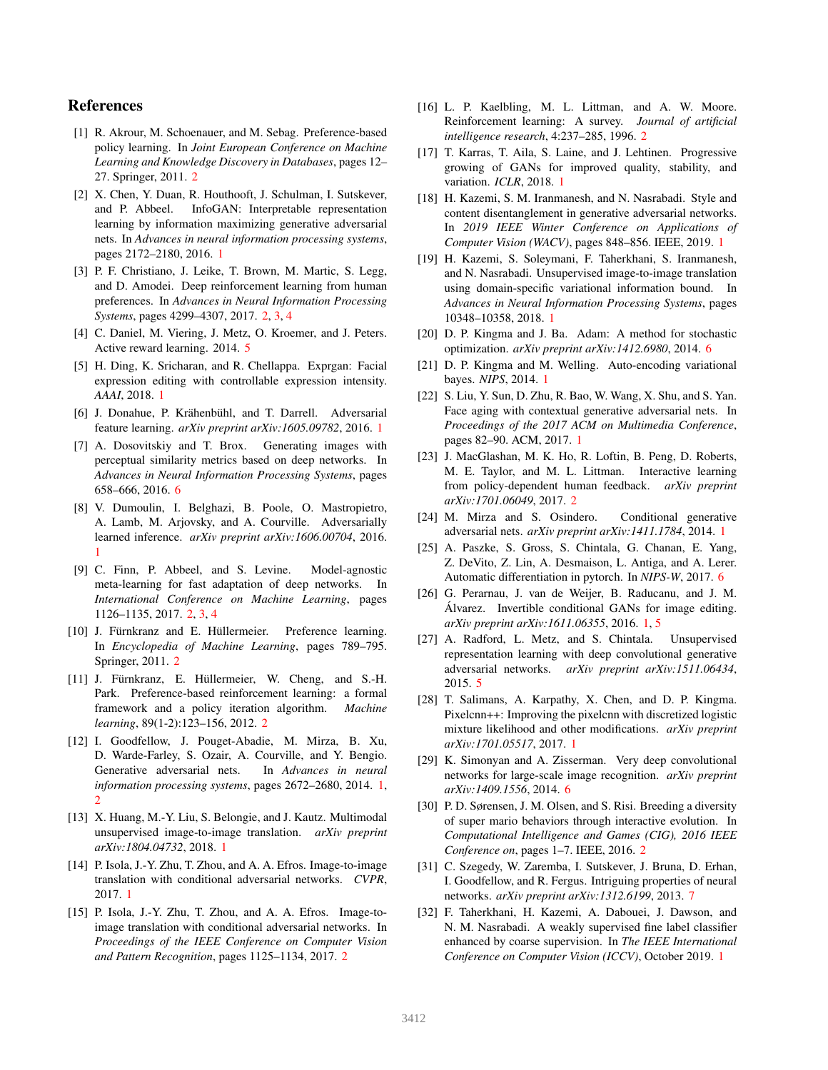## References

[1] R. Akrour, M. Schoenauer, and M. Sebag. Preference-based policy learning. In *Joint European Conference on Machine Learning and Knowledge Discovery in Databases*, pages 12–27. Springer, 2011. 2

[2] X. Chen, Y. Duan, R. Houthooft, J. Schulman, I. Sutskever, and P. Abbeel. InfoGAN: Interpretable representation learning by information maximizing generative adversarial nets. In *Advances in neural information processing systems*, pages 2172–2180, 2016. 1

[3] P. F. Christiano, J. Leike, T. Brown, M. Martic, S. Legg, and D. Amodei. Deep reinforcement learning from human preferences. In *Advances in Neural Information Processing Systems*, pages 4299–4307, 2017. 2, 3, 4

[4] C. Daniel, M. Viering, J. Metz, O. Kroemer, and J. Peters. Active reward learning. 2014. 5

[5] H. Ding, K. Sricharan, and R. Chellappa. Exprgan: Facial expression editing with controllable expression intensity. *AAAI*, 2018. 1

[6] J. Donahue, P. Krähenbühl, and T. Darrell. Adversarial feature learning. *arXiv preprint arXiv:1605.09782*, 2016. 1

[7] A. Dosovitskiy and T. Brox. Generating images with perceptual similarity metrics based on deep networks. In *Advances in Neural Information Processing Systems*, pages 658–666, 2016. 6

[8] V. Dumoulin, I. Belghazi, B. Poole, O. Mastropietro, A. Lamb, M. Arjovsky, and A. Courville. Adversarially learned inference. *arXiv preprint arXiv:1606.00704*, 2016. 1

[9] C. Finn, P. Abbeel, and S. Levine. Model-agnostic meta-learning for fast adaptation of deep networks. In *International Conference on Machine Learning*, pages 1126–1135, 2017. 2, 3, 4

[10] J. Fürnkranz and E. Hüllermeier. Preference learning. In *Encyclopedia of Machine Learning*, pages 789–795. Springer, 2011. 2

[11] J. Fürnkranz, E. Hüllermeier, W. Cheng, and S.-H. Park. Preference-based reinforcement learning: a formal framework and a policy iteration algorithm. *Machine learning*, 89(1-2):123–156, 2012. 2

[12] I. Goodfellow, J. Pouget-Abadie, M. Mirza, B. Xu, D. Warde-Farley, S. Ozair, A. Courville, and Y. Bengio. Generative adversarial nets. In *Advances in neural information processing systems*, pages 2672–2680, 2014. 1, 2

[13] X. Huang, M.-Y. Liu, S. Belongie, and J. Kautz. Multimodal unsupervised image-to-image translation. *arXiv preprint arXiv:1804.04732*, 2018. 1

[14] P. Isola, J.-Y. Zhu, T. Zhou, and A. A. Efros. Image-to-image translation with conditional adversarial networks. *CVPR*, 2017. 1

[15] P. Isola, J.-Y. Zhu, T. Zhou, and A. A. Efros. Image-to-image translation with conditional adversarial networks. In *Proceedings of the IEEE Conference on Computer Vision and Pattern Recognition*, pages 1125–1134, 2017. 2

[16] L. P. Kaelbling, M. L. Littman, and A. W. Moore. Reinforcement learning: A survey. *Journal of artificial intelligence research*, 4:237–285, 1996. 2

[17] T. Karras, T. Aila, S. Laine, and J. Lehtinen. Progressive growing of GANs for improved quality, stability, and variation. *ICLR*, 2018. 1

[18] H. Kazemi, S. M. Iranmanesh, and N. Nasrabadi. Style and content disentanglement in generative adversarial networks. In *2019 IEEE Winter Conference on Applications of Computer Vision (WACV)*, pages 848–856. IEEE, 2019. 1

[19] H. Kazemi, S. Soleymani, F. Taherkhani, S. Iranmanesh, and N. Nasrabadi. Unsupervised image-to-image translation using domain-specific variational information bound. In *Advances in Neural Information Processing Systems*, pages 10348–10358, 2018. 1

[20] D. P. Kingma and J. Ba. Adam: A method for stochastic optimization. *arXiv preprint arXiv:1412.6980*, 2014. 6

[21] D. P. Kingma and M. Welling. Auto-encoding variational bayes. *NIPS*, 2014. 1

[22] S. Liu, Y. Sun, D. Zhu, R. Bao, W. Wang, X. Shu, and S. Yan. Face aging with contextual generative adversarial nets. In *Proceedings of the 2017 ACM on Multimedia Conference*, pages 82–90. ACM, 2017. 1

[23] J. MacGlashan, M. K. Ho, R. Loftin, B. Peng, D. Roberts, M. E. Taylor, and M. L. Littman. Interactive learning from policy-dependent human feedback. *arXiv preprint arXiv:1701.06049*, 2017. 2

[24] M. Mirza and S. Osindero. Conditional generative adversarial nets. *arXiv preprint arXiv:1411.1784*, 2014. 1

[25] A. Paszke, S. Gross, S. Chintala, G. Chanan, E. Yang, Z. DeVito, Z. Lin, A. Desmaison, L. Antiga, and A. Lerer. Automatic differentiation in pytorch. In *NIPS-W*, 2017. 6

[26] G. Perarnau, J. van de Weijer, B. Raducanu, and J. M. Álvarez. Invertible conditional GANs for image editing. *arXiv preprint arXiv:1611.06355*, 2016. 1, 5

[27] A. Radford, L. Metz, and S. Chintala. Unsupervised representation learning with deep convolutional generative adversarial networks. *arXiv preprint arXiv:1511.06434*, 2015. 5

[28] T. Salimans, A. Karpathy, X. Chen, and D. P. Kingma. Pixelcnn++: Improving the pixelcnn with discretized logistic mixture likelihood and other modifications. *arXiv preprint arXiv:1701.05517*, 2017. 1

[29] K. Simonyan and A. Zisserman. Very deep convolutional networks for large-scale image recognition. *arXiv preprint arXiv:1409.1556*, 2014. 6

[30] P. D. Sørensen, J. M. Olsen, and S. Risi. Breeding a diversity of super mario behaviors through interactive evolution. In *Computational Intelligence and Games (CIG), 2016 IEEE Conference on*, pages 1–7. IEEE, 2016. 2

[31] C. Szegedy, W. Zaremba, I. Sutskever, J. Bruna, D. Erhan, I. Goodfellow, and R. Fergus. Intriguing properties of neural networks. *arXiv preprint arXiv:1312.6199*, 2013. 7

[32] F. Taherkhani, H. Kazemi, A. Dabouei, J. Dawson, and N. M. Nasrabadi. A weakly supervised fine label classifier enhanced by coarse supervision. In *The IEEE International Conference on Computer Vision (ICCV)*, October 2019. 1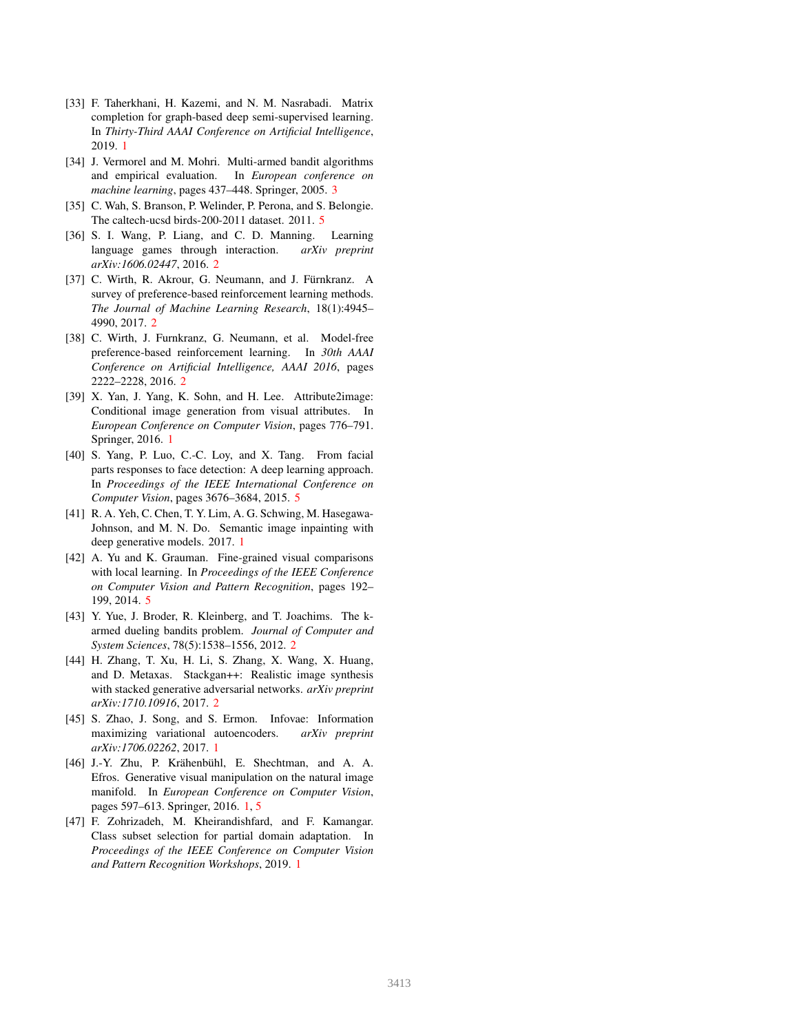[33] F. Taherkhani, H. Kazemi, and N. M. Nasrabadi. Matrix completion for graph-based deep semi-supervised learning. In *Thirty-Third AAAI Conference on Artificial Intelligence*, 2019. 1

[34] J. Vermorel and M. Mohri. Multi-armed bandit algorithms and empirical evaluation. In *European conference on machine learning*, pages 437–448. Springer, 2005. 3

[35] C. Wah, S. Branson, P. Welinder, P. Perona, and S. Belongie. The caltech-ucsd birds-200-2011 dataset. 2011. 5

[36] S. I. Wang, P. Liang, and C. D. Manning. Learning language games through interaction. *arXiv preprint arXiv:1606.02447*, 2016. 2

[37] C. Wirth, R. Akrour, G. Neumann, and J. Fürnkranz. A survey of preference-based reinforcement learning methods. *The Journal of Machine Learning Research*, 18(1):4945–4990, 2017. 2

[38] C. Wirth, J. Furnkranz, G. Neumann, et al. Model-free preference-based reinforcement learning. In *30th AAAI Conference on Artificial Intelligence, AAAI 2016*, pages 2222–2228, 2016. 2

[39] X. Yan, J. Yang, K. Sohn, and H. Lee. Attribute2image: Conditional image generation from visual attributes. In *European Conference on Computer Vision*, pages 776–791. Springer, 2016. 1

[40] S. Yang, P. Luo, C.-C. Loy, and X. Tang. From facial parts responses to face detection: A deep learning approach. In *Proceedings of the IEEE International Conference on Computer Vision*, pages 3676–3684, 2015. 5

[41] R. A. Yeh, C. Chen, T. Y. Lim, A. G. Schwing, M. Hasegawa-Johnson, and M. N. Do. Semantic image inpainting with deep generative models. 2017. 1

[42] A. Yu and K. Grauman. Fine-grained visual comparisons with local learning. In *Proceedings of the IEEE Conference on Computer Vision and Pattern Recognition*, pages 192–199, 2014. 5

[43] Y. Yue, J. Broder, R. Kleinberg, and T. Joachims. The k-armed dueling bandits problem. *Journal of Computer and System Sciences*, 78(5):1538–1556, 2012. 2

[44] H. Zhang, T. Xu, H. Li, S. Zhang, X. Wang, X. Huang, and D. Metaxas. Stackgan++: Realistic image synthesis with stacked generative adversarial networks. *arXiv preprint arXiv:1710.10916*, 2017. 2

[45] S. Zhao, J. Song, and S. Ermon. Infovae: Information maximizing variational autoencoders. *arXiv preprint arXiv:1706.02262*, 2017. 1

[46] J.-Y. Zhu, P. Krähenbühl, E. Shechtman, and A. A. Efros. Generative visual manipulation on the natural image manifold. In *European Conference on Computer Vision*, pages 597–613. Springer, 2016. 1, 5

[47] F. Zohrizadeh, M. Kheirandishfard, and F. Kamangar. Class subset selection for partial domain adaptation. In *Proceedings of the IEEE Conference on Computer Vision and Pattern Recognition Workshops*, 2019. 1